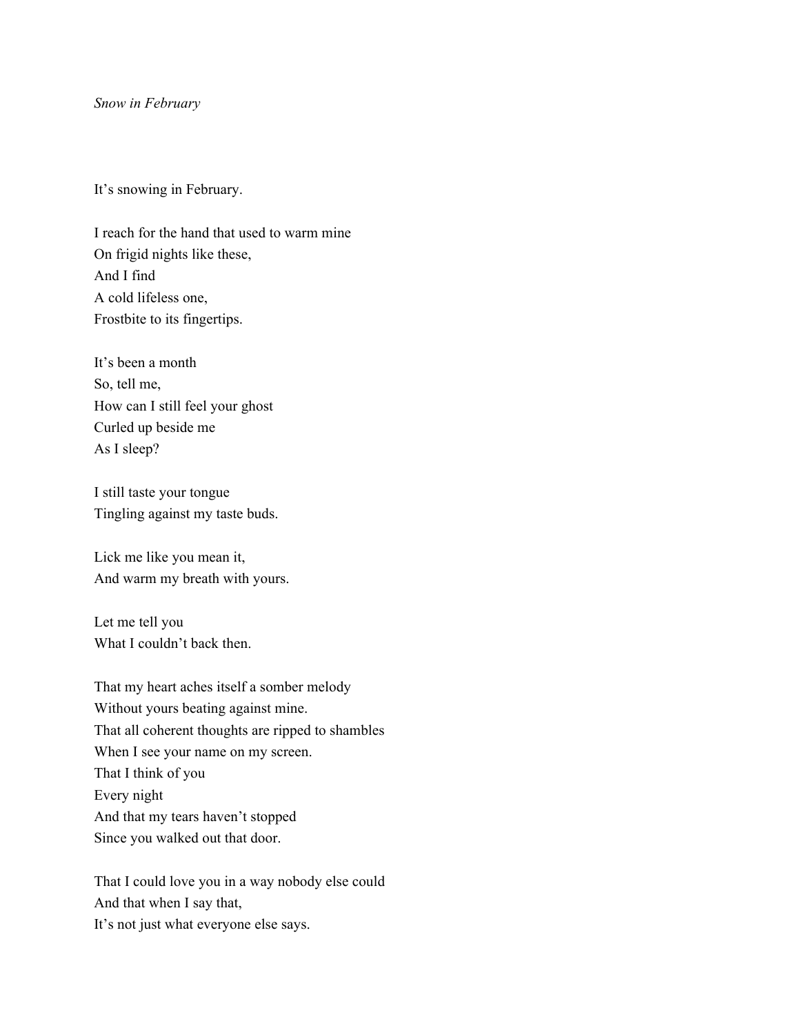*Snow in February*

It's snowing in February.

I reach for the hand that used to warm mine  
On frigid nights like these,  
And I find  
A cold lifeless one,  
Frostbite to its fingertips.

It's been a month  
So, tell me,  
How can I still feel your ghost  
Curled up beside me  
As I sleep?

I still taste your tongue  
Tingling against my taste buds.

Lick me like you mean it,  
And warm my breath with yours.

Let me tell you  
What I couldn't back then.

That my heart aches itself a somber melody  
Without yours beating against mine.  
That all coherent thoughts are ripped to shambles  
When I see your name on my screen.  
That I think of you  
Every night  
And that my tears haven't stopped  
Since you walked out that door.

That I could love you in a way nobody else could  
And that when I say that,  
It's not just what everyone else says.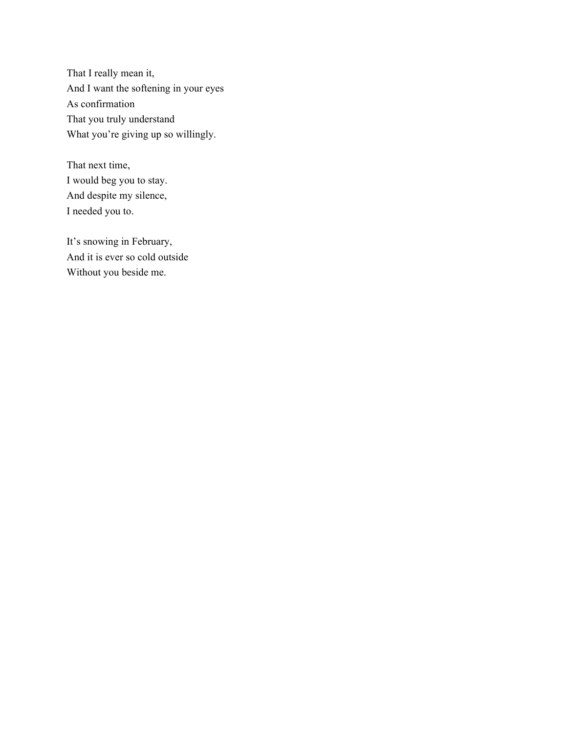That I really mean it,
And I want the softening in your eyes
As confirmation
That you truly understand
What you're giving up so willingly.

That next time,
I would beg you to stay.
And despite my silence,
I needed you to.

It's snowing in February,
And it is ever so cold outside
Without you beside me.